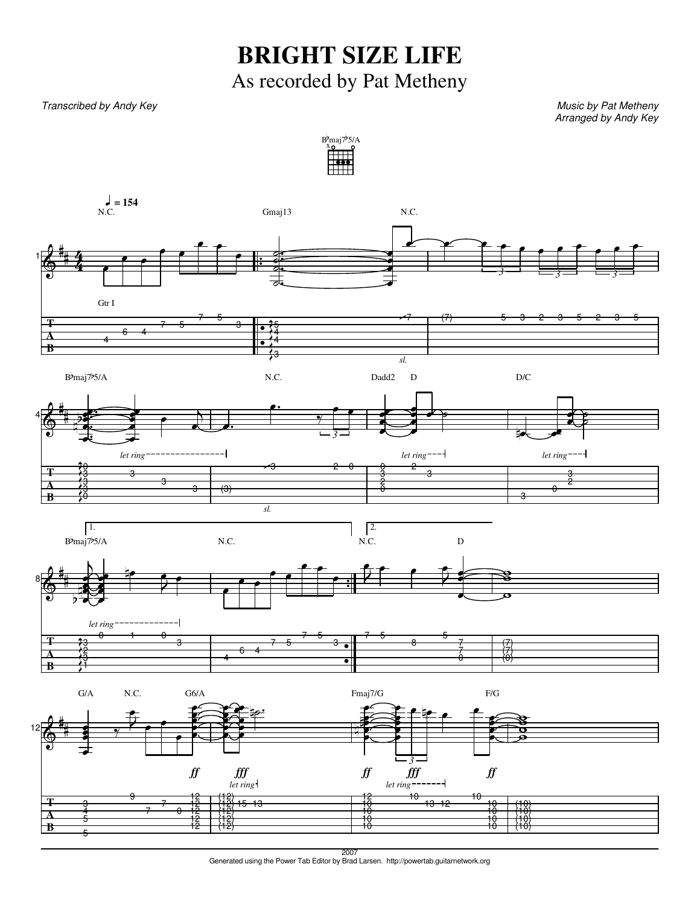# BRIGHT SIZE LIFE

## As recorded by Pat Metheny

*Transcribed by Andy Key*

*Music by Pat Metheny*
*Arranged by Andy Key*

Generated using the Power Tab Editor by Brad Larsen. http://powertab.guitarnetwork.org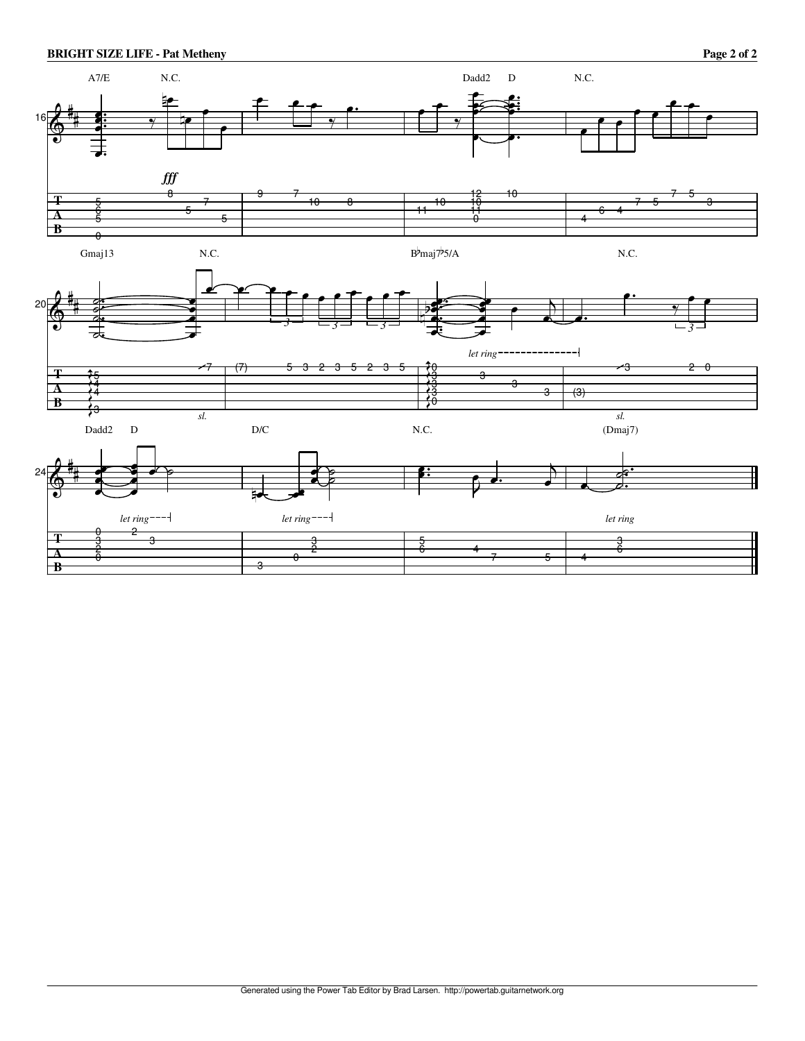A7/E N.C. Dadd2 D N.C.

*fff*

Gmaj13 N.C. B♭maj7♭5/A N.C.

*let ring*

*sl.* *sl.*

Dadd2 D D/C N.C. (Dmaj7)

*let ring* *let ring* *let ring*